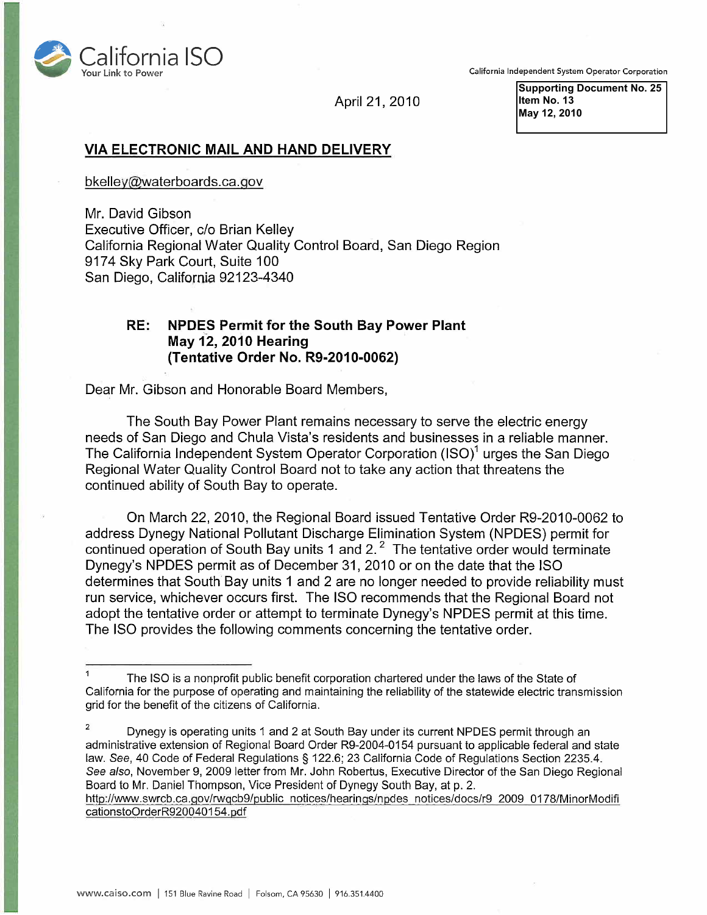California ISO
Your Link to Power

California Independent System Operator Corporation

April 21, 2010

**Supporting Document No. 25**
**Item No. 13**
**May 12, 2010**

**VIA ELECTRONIC MAIL AND HAND DELIVERY**

bkelley@waterboards.ca.gov

Mr. David Gibson
Executive Officer, c/o Brian Kelley
California Regional Water Quality Control Board, San Diego Region
9174 Sky Park Court, Suite 100
San Diego, California 92123-4340

**RE: NPDES Permit for the South Bay Power Plant**
**May 12, 2010 Hearing**
**(Tentative Order No. R9-2010-0062)**

Dear Mr. Gibson and Honorable Board Members,

The South Bay Power Plant remains necessary to serve the electric energy needs of San Diego and Chula Vista's residents and businesses in a reliable manner. The California Independent System Operator Corporation (ISO)[1] urges the San Diego Regional Water Quality Control Board not to take any action that threatens the continued ability of South Bay to operate.

On March 22, 2010, the Regional Board issued Tentative Order R9-2010-0062 to address Dynegy National Pollutant Discharge Elimination System (NPDES) permit for continued operation of South Bay units 1 and 2.[2] The tentative order would terminate Dynegy's NPDES permit as of December 31, 2010 or on the date that the ISO determines that South Bay units 1 and 2 are no longer needed to provide reliability must run service, whichever occurs first. The ISO recommends that the Regional Board not adopt the tentative order or attempt to terminate Dynegy's NPDES permit at this time. The ISO provides the following comments concerning the tentative order.

---

[1] The ISO is a nonprofit public benefit corporation chartered under the laws of the State of California for the purpose of operating and maintaining the reliability of the statewide electric transmission grid for the benefit of the citizens of California.

[2] Dynegy is operating units 1 and 2 at South Bay under its current NPDES permit through an administrative extension of Regional Board Order R9-2004-0154 pursuant to applicable federal and state law. *See*, 40 Code of Federal Regulations § 122.6; 23 California Code of Regulations Section 2235.4. *See also*, November 9, 2009 letter from Mr. John Robertus, Executive Director of the San Diego Regional Board to Mr. Daniel Thompson, Vice President of Dynegy South Bay, at p. 2.
http://www.swrcb.ca.gov/rwqcb9/public_notices/hearings/npdes_notices/docs/r9_2009_0178/MinorModificationstoOrderR920040154.pdf

www.caiso.com | 151 Blue Ravine Road | Folsom, CA 95630 | 916.351.4400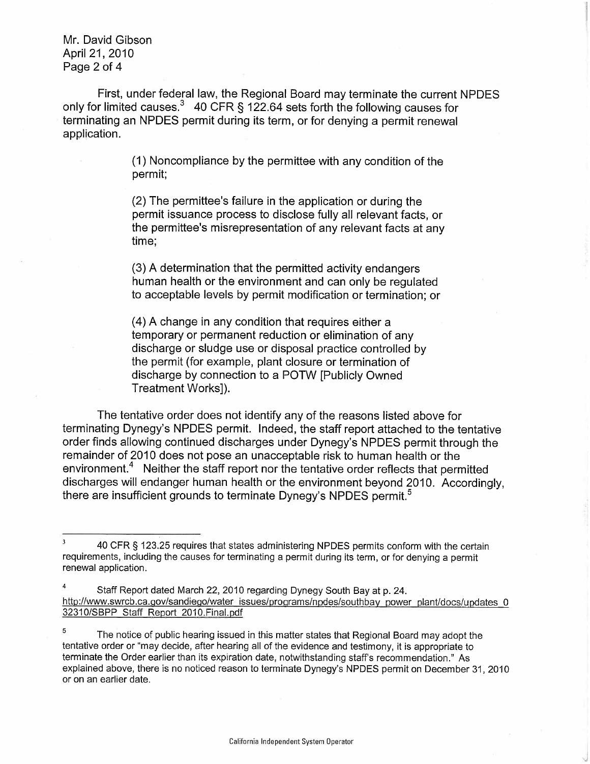Mr. David Gibson
April 21, 2010

First, under federal law, the Regional Board may terminate the current NPDES only for limited causes.[3] 40 CFR § 122.64 sets forth the following causes for terminating an NPDES permit during its term, or for denying a permit renewal application.

> (1) Noncompliance by the permittee with any condition of the permit;
>
> (2) The permittee's failure in the application or during the permit issuance process to disclose fully all relevant facts, or the permittee's misrepresentation of any relevant facts at any time;
>
> (3) A determination that the permitted activity endangers human health or the environment and can only be regulated to acceptable levels by permit modification or termination; or
>
> (4) A change in any condition that requires either a temporary or permanent reduction or elimination of any discharge or sludge use or disposal practice controlled by the permit (for example, plant closure or termination of discharge by connection to a POTW [Publicly Owned Treatment Works]).

The tentative order does not identify any of the reasons listed above for terminating Dynegy's NPDES permit. Indeed, the staff report attached to the tentative order finds allowing continued discharges under Dynegy's NPDES permit through the remainder of 2010 does not pose an unacceptable risk to human health or the environment.[4] Neither the staff report nor the tentative order reflects that permitted discharges will endanger human health or the environment beyond 2010. Accordingly, there are insufficient grounds to terminate Dynegy's NPDES permit.[5]

---

[3] 40 CFR § 123.25 requires that states administering NPDES permits conform with the certain requirements, including the causes for terminating a permit during its term, or for denying a permit renewal application.

[4] Staff Report dated March 22, 2010 regarding Dynegy South Bay at p. 24. http://www.swrcb.ca.gov/sandiego/water_issues/programs/npdes/southbay_power_plant/docs/updates_032310/SBPP_Staff_Report_2010.Final.pdf

[5] The notice of public hearing issued in this matter states that Regional Board may adopt the tentative order or "may decide, after hearing all of the evidence and testimony, it is appropriate to terminate the Order earlier than its expiration date, notwithstanding staff's recommendation." As explained above, there is no noticed reason to terminate Dynegy's NPDES permit on December 31, 2010 or on an earlier date.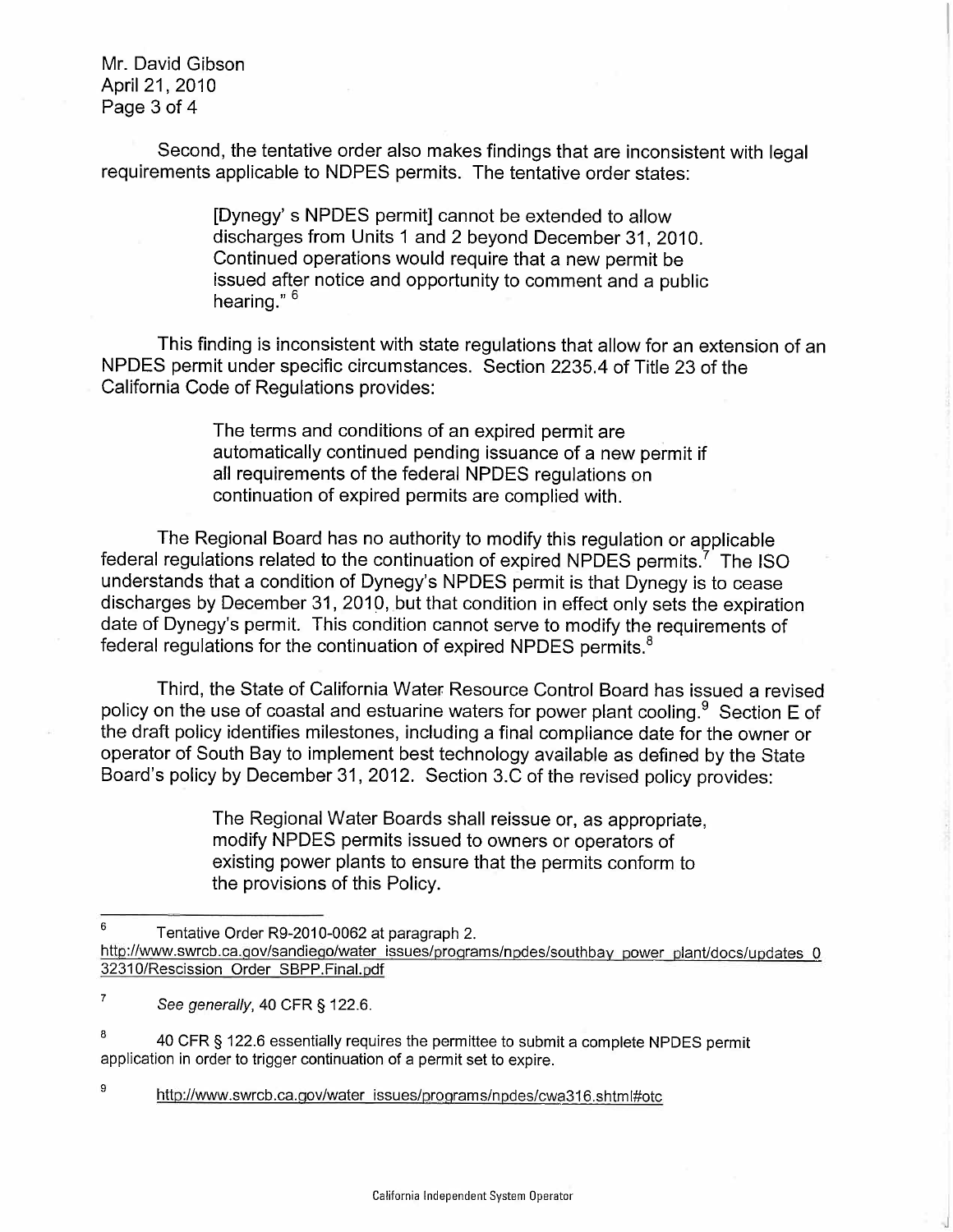Mr. David Gibson
April 21, 2010
Page 3 of 4

Second, the tentative order also makes findings that are inconsistent with legal requirements applicable to NDPES permits. The tentative order states:

> [Dynegy' s NPDES permit] cannot be extended to allow discharges from Units 1 and 2 beyond December 31, 2010. Continued operations would require that a new permit be issued after notice and opportunity to comment and a public hearing." [6]

This finding is inconsistent with state regulations that allow for an extension of an NPDES permit under specific circumstances. Section 2235.4 of Title 23 of the California Code of Regulations provides:

> The terms and conditions of an expired permit are automatically continued pending issuance of a new permit if all requirements of the federal NPDES regulations on continuation of expired permits are complied with.

The Regional Board has no authority to modify this regulation or applicable federal regulations related to the continuation of expired NPDES permits.[7] The ISO understands that a condition of Dynegy's NPDES permit is that Dynegy is to cease discharges by December 31, 2010, but that condition in effect only sets the expiration date of Dynegy's permit. This condition cannot serve to modify the requirements of federal regulations for the continuation of expired NPDES permits.[8]

Third, the State of California Water Resource Control Board has issued a revised policy on the use of coastal and estuarine waters for power plant cooling.[9] Section E of the draft policy identifies milestones, including a final compliance date for the owner or operator of South Bay to implement best technology available as defined by the State Board's policy by December 31, 2012. Section 3.C of the revised policy provides:

> The Regional Water Boards shall reissue or, as appropriate, modify NPDES permits issued to owners or operators of existing power plants to ensure that the permits conform to the provisions of this Policy.

---

[6] Tentative Order R9-2010-0062 at paragraph 2. http://www.swrcb.ca.gov/sandiego/water_issues/programs/npdes/southbay_power_plant/docs/updates_032310/Rescission_Order_SBPP.Final.pdf

[7] *See generally*, 40 CFR § 122.6.

[8] 40 CFR § 122.6 essentially requires the permittee to submit a complete NPDES permit application in order to trigger continuation of a permit set to expire.

[9] http://www.swrcb.ca.gov/water_issues/programs/npdes/cwa316.shtml#otc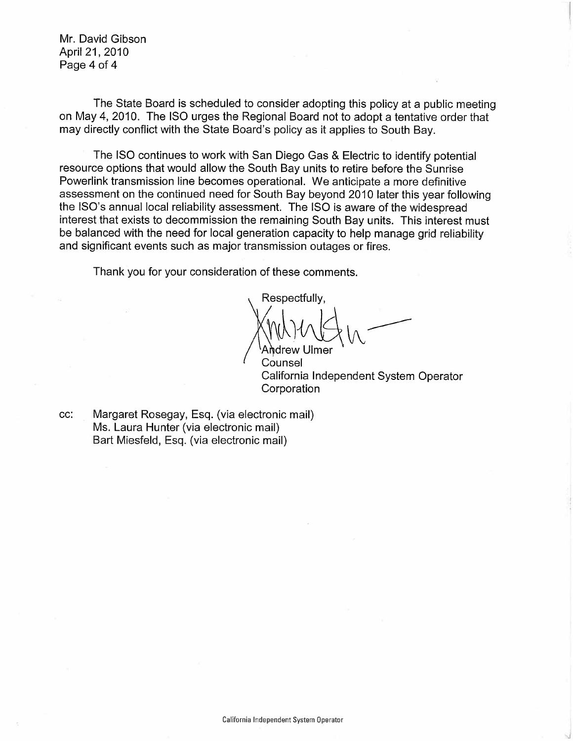Mr. David Gibson
April 21, 2010

The State Board is scheduled to consider adopting this policy at a public meeting on May 4, 2010. The ISO urges the Regional Board not to adopt a tentative order that may directly conflict with the State Board's policy as it applies to South Bay.

The ISO continues to work with San Diego Gas & Electric to identify potential resource options that would allow the South Bay units to retire before the Sunrise Powerlink transmission line becomes operational. We anticipate a more definitive assessment on the continued need for South Bay beyond 2010 later this year following the ISO's annual local reliability assessment. The ISO is aware of the widespread interest that exists to decommission the remaining South Bay units. This interest must be balanced with the need for local generation capacity to help manage grid reliability and significant events such as major transmission outages or fires.

Thank you for your consideration of these comments.

Respectfully,

Andrew Ulmer
Counsel
California Independent System Operator Corporation

cc: Margaret Rosegay, Esq. (via electronic mail)
Ms. Laura Hunter (via electronic mail)
Bart Miesfeld, Esq. (via electronic mail)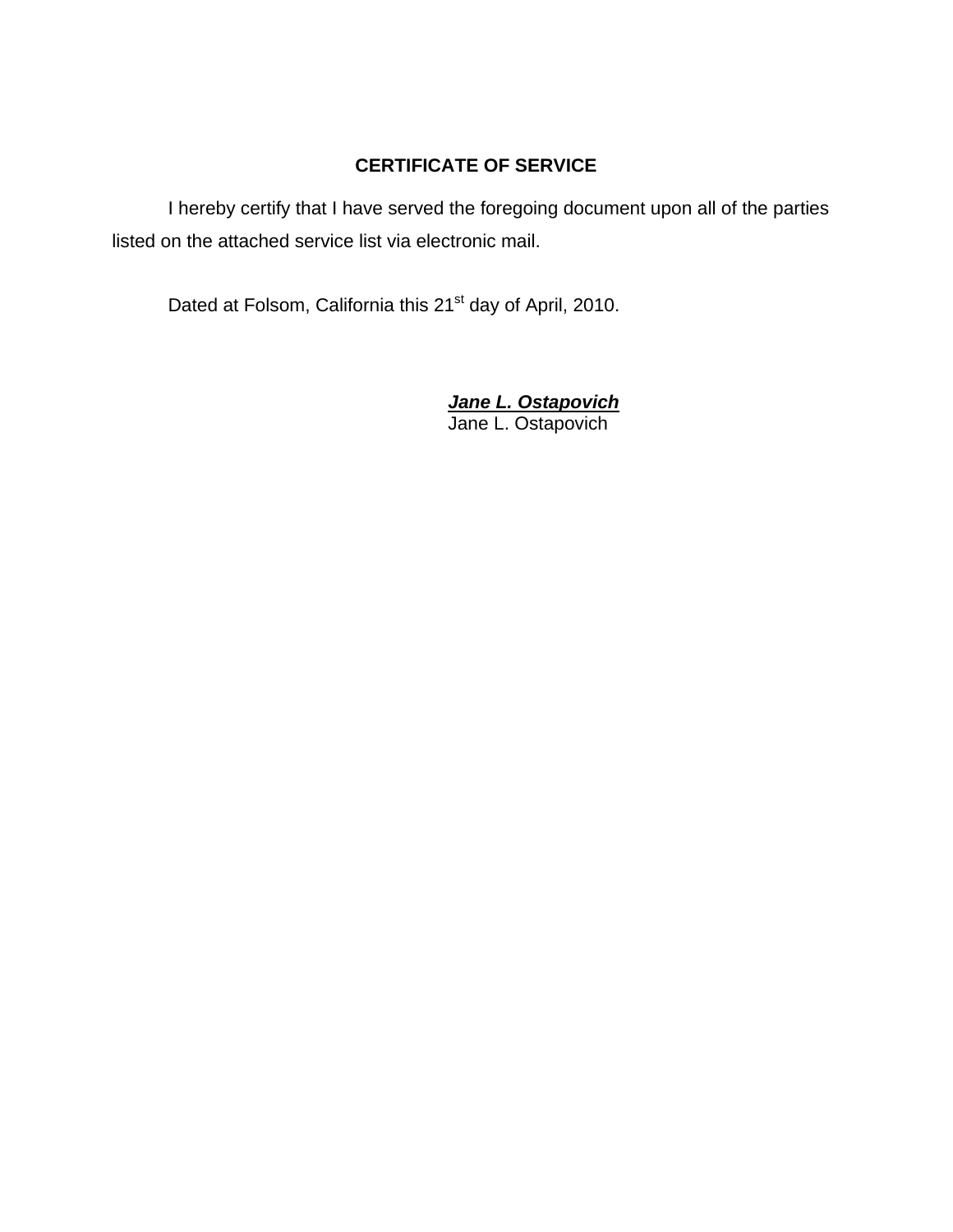## CERTIFICATE OF SERVICE

I hereby certify that I have served the foregoing document upon all of the parties listed on the attached service list via electronic mail.

Dated at Folsom, California this 21st day of April, 2010.

***Jane L. Ostapovich***
Jane L. Ostapovich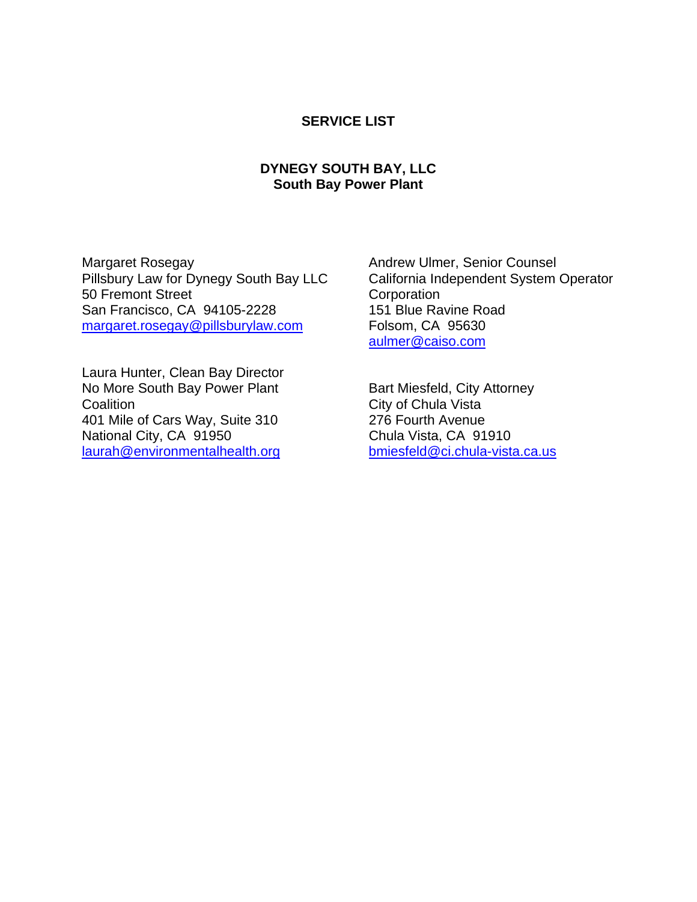**SERVICE LIST**

**DYNEGY SOUTH BAY, LLC**
**South Bay Power Plant**

Margaret Rosegay
Pillsbury Law for Dynegy South Bay LLC
50 Fremont Street
San Francisco, CA 94105-2228
margaret.rosegay@pillsburylaw.com

Laura Hunter, Clean Bay Director
No More South Bay Power Plant Coalition
401 Mile of Cars Way, Suite 310
National City, CA 91950
laurah@environmentalhealth.org

Andrew Ulmer, Senior Counsel
California Independent System Operator Corporation
151 Blue Ravine Road
Folsom, CA 95630
aulmer@caiso.com

Bart Miesfeld, City Attorney
City of Chula Vista
276 Fourth Avenue
Chula Vista, CA 91910
bmiesfeld@ci.chula-vista.ca.us